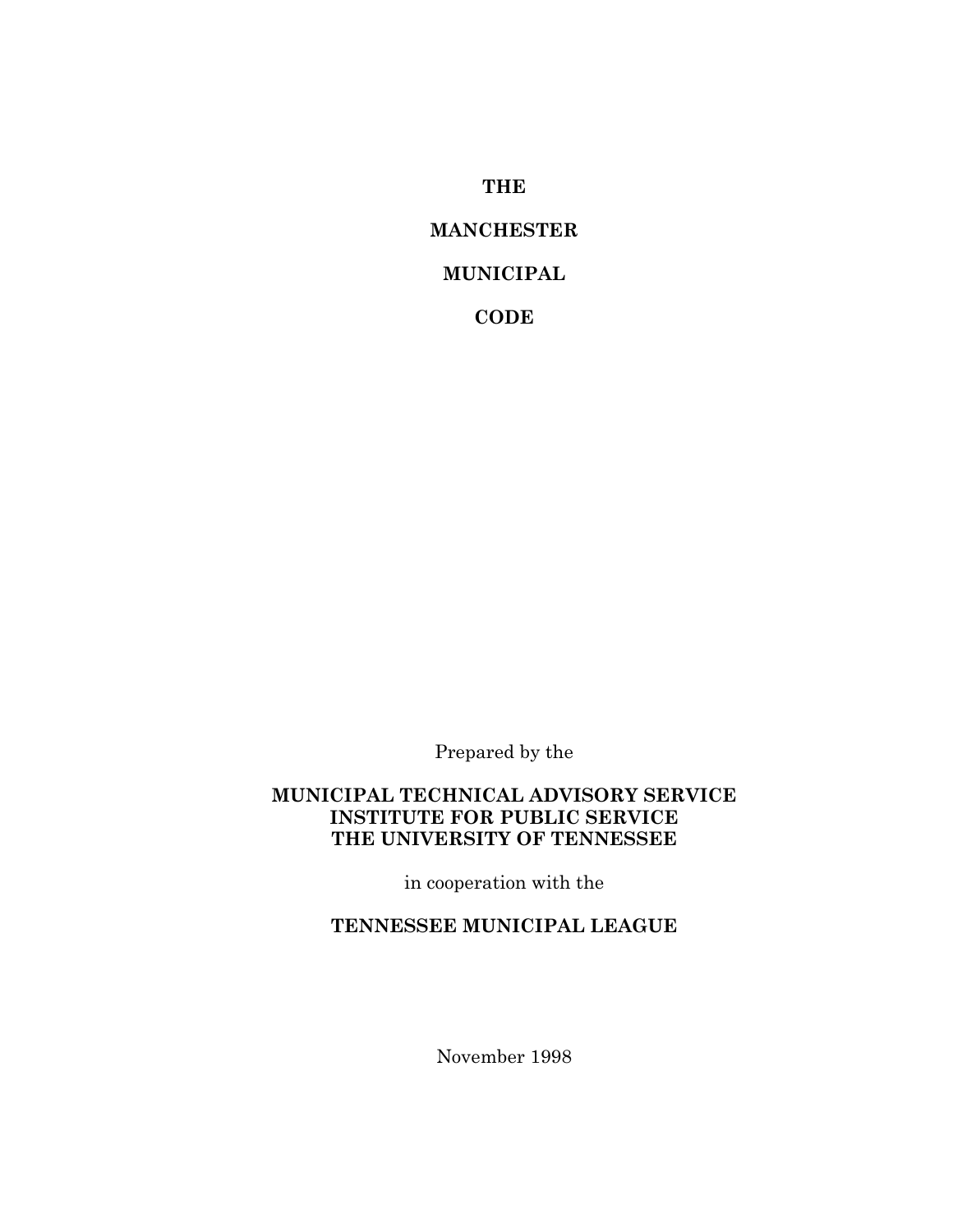# THE

# MANCHESTER

# MUNICIPAL

# CODE

Prepared by the

**MUNICIPAL TECHNICAL ADVISORY SERVICE**
**INSTITUTE FOR PUBLIC SERVICE**
**THE UNIVERSITY OF TENNESSEE**

in cooperation with the

**TENNESSEE MUNICIPAL LEAGUE**

November 1998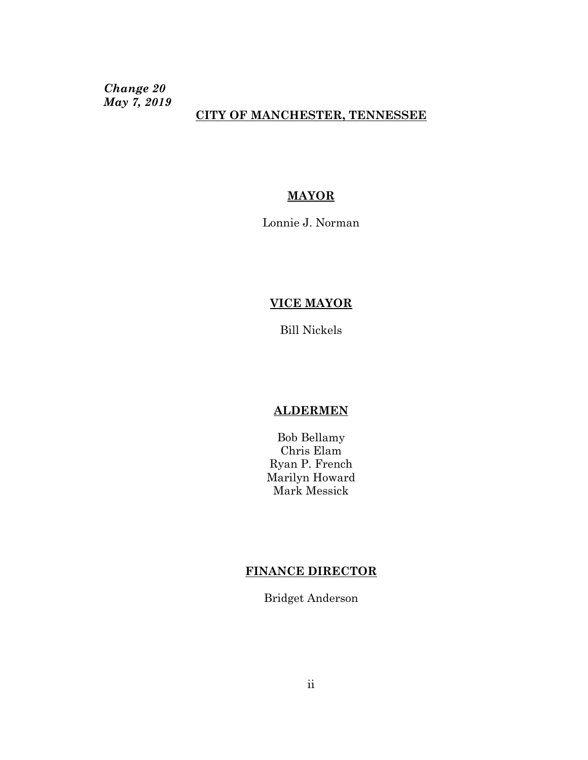***Change 20***
***May 7, 2019***

# CITY OF MANCHESTER, TENNESSEE

## MAYOR

Lonnie J. Norman

## VICE MAYOR

Bill Nickels

## ALDERMEN

Bob Bellamy
Chris Elam
Ryan P. French
Marilyn Howard
Mark Messick

## FINANCE DIRECTOR

Bridget Anderson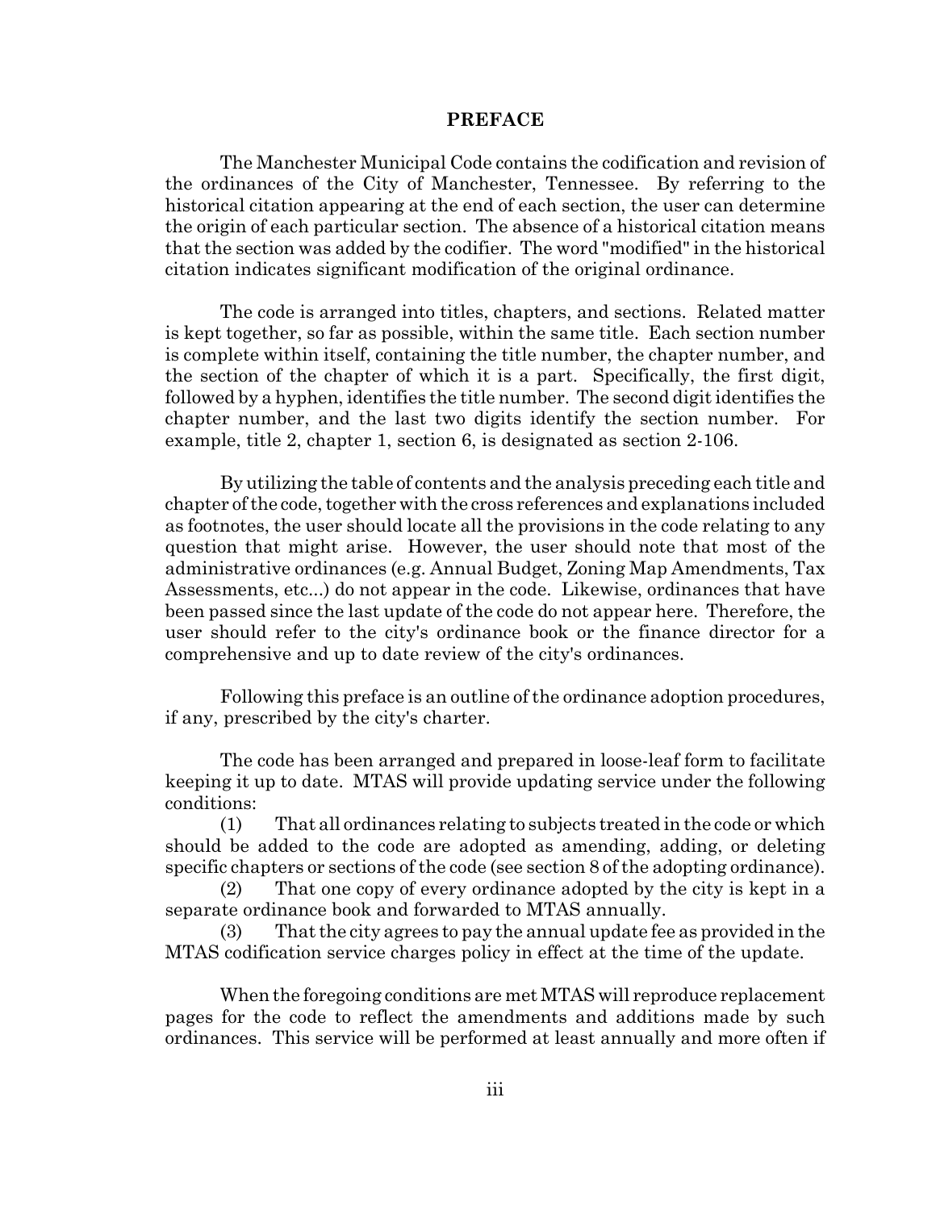# PREFACE

The Manchester Municipal Code contains the codification and revision of the ordinances of the City of Manchester, Tennessee. By referring to the historical citation appearing at the end of each section, the user can determine the origin of each particular section. The absence of a historical citation means that the section was added by the codifier. The word "modified" in the historical citation indicates significant modification of the original ordinance.

The code is arranged into titles, chapters, and sections. Related matter is kept together, so far as possible, within the same title. Each section number is complete within itself, containing the title number, the chapter number, and the section of the chapter of which it is a part. Specifically, the first digit, followed by a hyphen, identifies the title number. The second digit identifies the chapter number, and the last two digits identify the section number. For example, title 2, chapter 1, section 6, is designated as section 2-106.

By utilizing the table of contents and the analysis preceding each title and chapter of the code, together with the cross references and explanations included as footnotes, the user should locate all the provisions in the code relating to any question that might arise. However, the user should note that most of the administrative ordinances (e.g. Annual Budget, Zoning Map Amendments, Tax Assessments, etc...) do not appear in the code. Likewise, ordinances that have been passed since the last update of the code do not appear here. Therefore, the user should refer to the city's ordinance book or the finance director for a comprehensive and up to date review of the city's ordinances.

Following this preface is an outline of the ordinance adoption procedures, if any, prescribed by the city's charter.

The code has been arranged and prepared in loose-leaf form to facilitate keeping it up to date. MTAS will provide updating service under the following conditions:

(1) That all ordinances relating to subjects treated in the code or which should be added to the code are adopted as amending, adding, or deleting specific chapters or sections of the code (see section 8 of the adopting ordinance).

(2) That one copy of every ordinance adopted by the city is kept in a separate ordinance book and forwarded to MTAS annually.

(3) That the city agrees to pay the annual update fee as provided in the MTAS codification service charges policy in effect at the time of the update.

When the foregoing conditions are met MTAS will reproduce replacement pages for the code to reflect the amendments and additions made by such ordinances. This service will be performed at least annually and more often if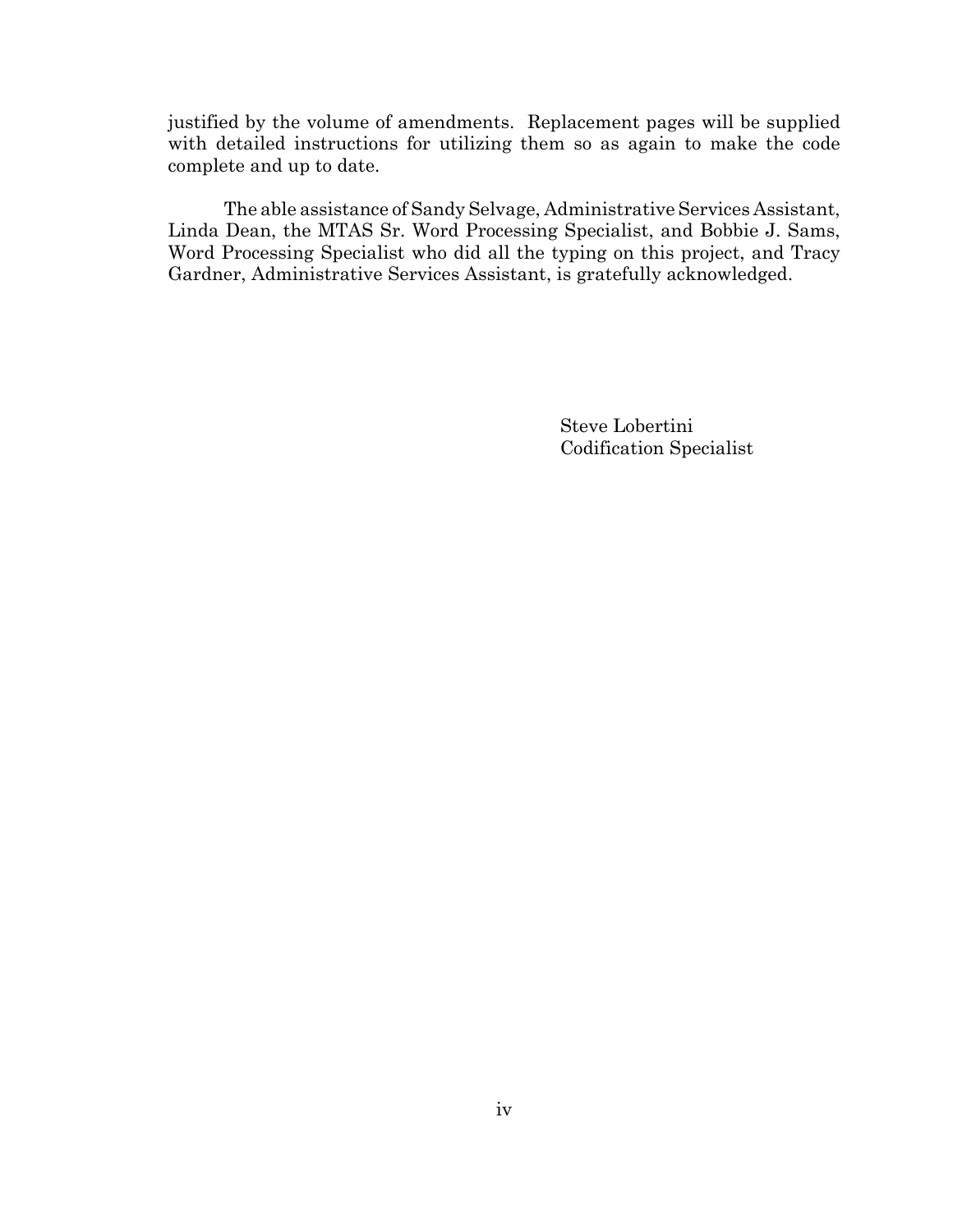justified by the volume of amendments. Replacement pages will be supplied with detailed instructions for utilizing them so as again to make the code complete and up to date.

The able assistance of Sandy Selvage, Administrative Services Assistant, Linda Dean, the MTAS Sr. Word Processing Specialist, and Bobbie J. Sams, Word Processing Specialist who did all the typing on this project, and Tracy Gardner, Administrative Services Assistant, is gratefully acknowledged.

Steve Lobertini
Codification Specialist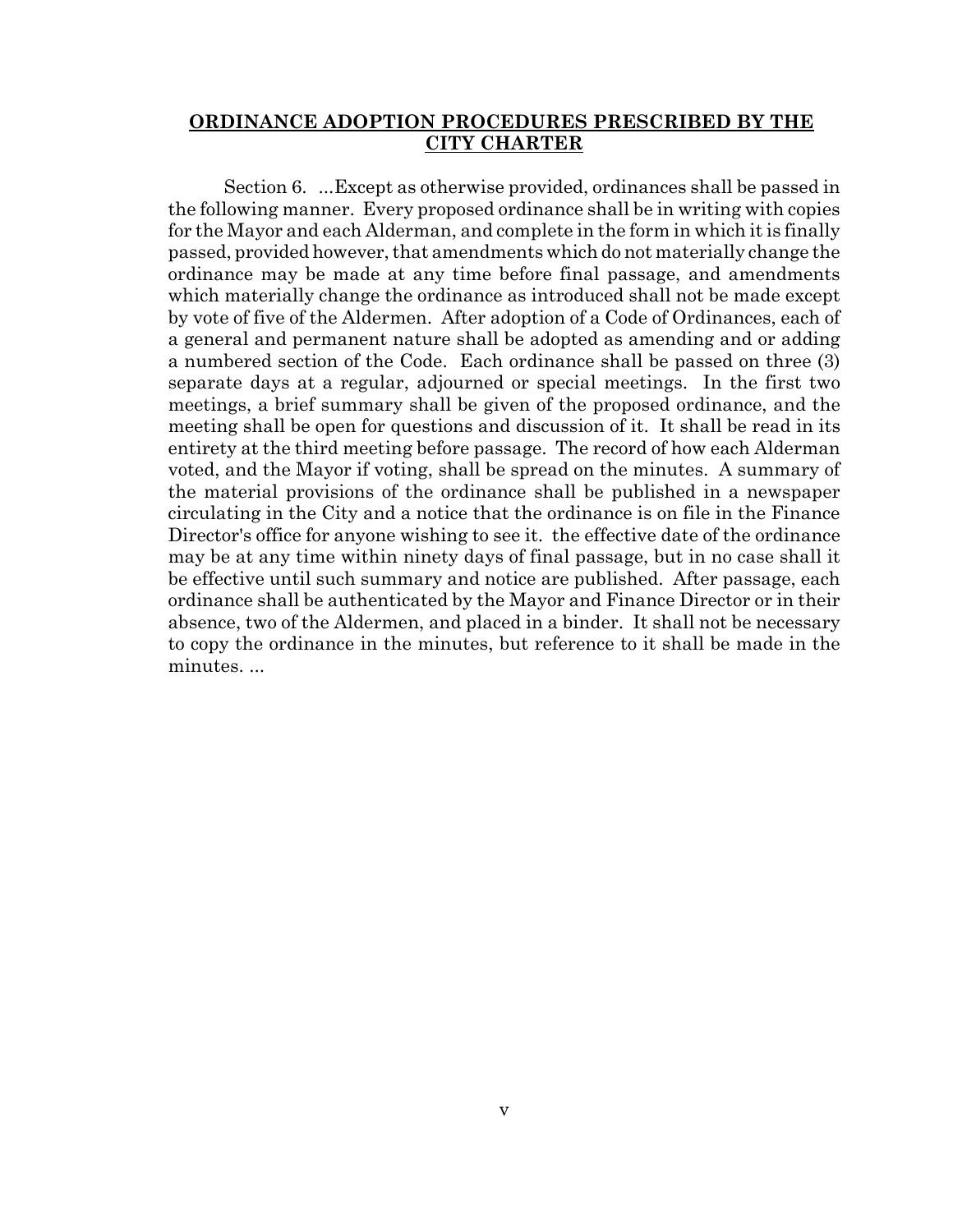## ORDINANCE ADOPTION PROCEDURES PRESCRIBED BY THE CITY CHARTER

Section 6. ...Except as otherwise provided, ordinances shall be passed in the following manner. Every proposed ordinance shall be in writing with copies for the Mayor and each Alderman, and complete in the form in which it is finally passed, provided however, that amendments which do not materially change the ordinance may be made at any time before final passage, and amendments which materially change the ordinance as introduced shall not be made except by vote of five of the Aldermen. After adoption of a Code of Ordinances, each of a general and permanent nature shall be adopted as amending and or adding a numbered section of the Code. Each ordinance shall be passed on three (3) separate days at a regular, adjourned or special meetings. In the first two meetings, a brief summary shall be given of the proposed ordinance, and the meeting shall be open for questions and discussion of it. It shall be read in its entirety at the third meeting before passage. The record of how each Alderman voted, and the Mayor if voting, shall be spread on the minutes. A summary of the material provisions of the ordinance shall be published in a newspaper circulating in the City and a notice that the ordinance is on file in the Finance Director's office for anyone wishing to see it. the effective date of the ordinance may be at any time within ninety days of final passage, but in no case shall it be effective until such summary and notice are published. After passage, each ordinance shall be authenticated by the Mayor and Finance Director or in their absence, two of the Aldermen, and placed in a binder. It shall not be necessary to copy the ordinance in the minutes, but reference to it shall be made in the minutes. ...